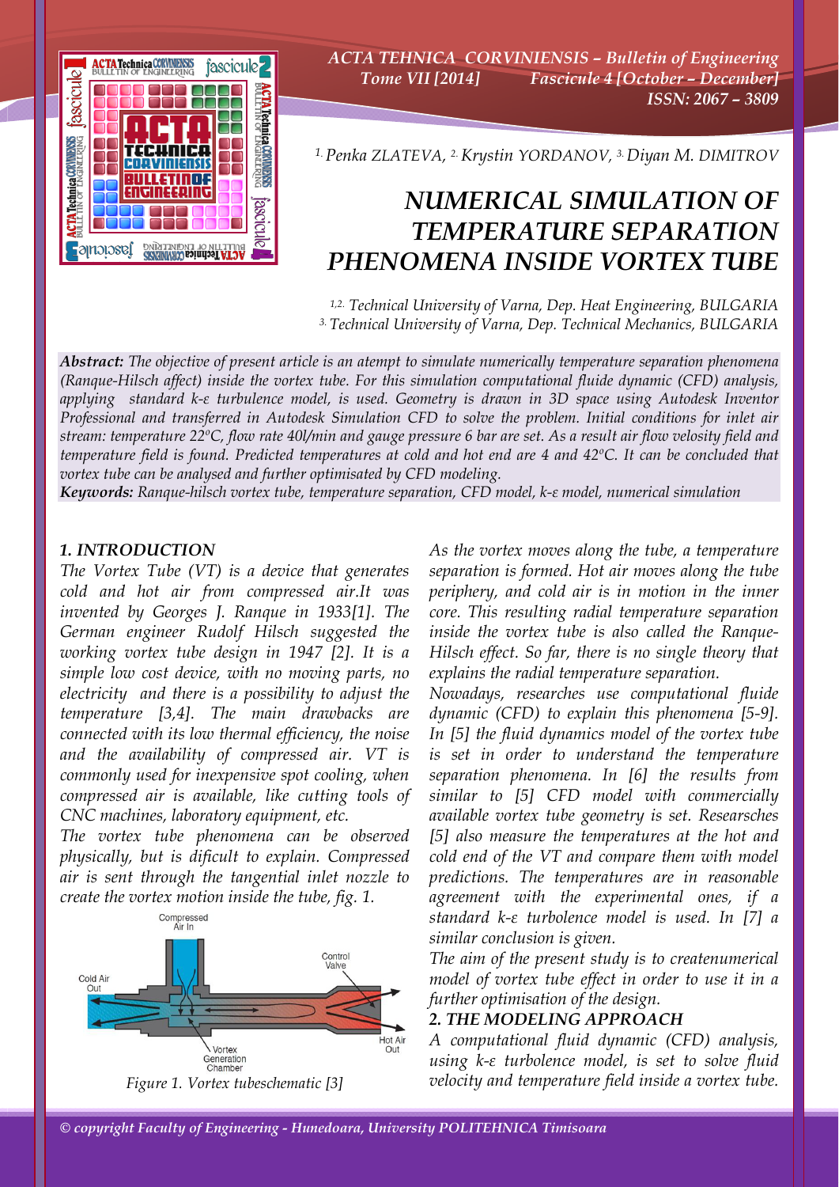[1.] Penka ZLATEVA, [2.] Krystin YORDANOV, [3.] Diyan M. DIMITROV

# NUMERICAL SIMULATION OF TEMPERATURE SEPARATION PHENOMENA INSIDE VORTEX TUBE

[1,2.] Technical University of Varna, Dep. Heat Engineering, BULGARIA
[3.] Technical University of Varna, Dep. Technical Mechanics, BULGARIA

***Abstract:*** *The objective of present article is an atempt to simulate numerically temperature separation phenomena (Ranque-Hilsch affect) inside the vortex tube. For this simulation computational fluide dynamic (CFD) analysis, applying standard k-ε turbulence model, is used. Geometry is drawn in 3D space using Autodesk Inventor Professional and transferred in Autodesk Simulation CFD to solve the problem. Initial conditions for inlet air stream: temperature 22°C, flow rate 40l/min and gauge pressure 6 bar are set. As a result air flow velocity field and temperature field is found. Predicted temperatures at cold and hot end are 4 and 42°C. It can be concluded that vortex tube can be analysed and further optimisated by CFD modeling.*

***Keywords:*** *Ranque-hilsch vortex tube, temperature separation, CFD model, k-ε model, numerical simulation*

## 1. INTRODUCTION

The Vortex Tube (VT) is a device that generates cold and hot air from compressed air.It was invented by Georges J. Ranque in 1933[1]. The German engineer Rudolf Hilsch suggested the working vortex tube design in 1947 [2]. It is a simple low cost device, with no moving parts, no electricity and there is a possibility to adjust the temperature [3,4]. The main drawbacks are connected with its low thermal efficiency, the noise and the availability of compressed air. VT is commonly used for inexpensive spot cooling, when compressed air is available, like cutting tools of CNC machines, laboratory equipment, etc.

The vortex tube phenomena can be observed physically, but is dificult to explain. Compressed air is sent through the tangential inlet nozzle to create the vortex motion inside the tube, fig. 1.

Compressed Air In

Control Valve

Cold Air Out

Hot Air Out

Vortex Generation Chamber

*Figure 1. Vortex tubeschematic [3]*

As the vortex moves along the tube, a temperature separation is formed. Hot air moves along the tube periphery, and cold air is in motion in the inner core. This resulting radial temperature separation inside the vortex tube is also called the Ranque-Hilsch effect. So far, there is no single theory that explains the radial temperature separation.

Nowadays, researches use computational fluide dynamic (CFD) to explain this phenomena [5-9]. In [5] the fluid dynamics model of the vortex tube is set in order to understand the temperature separation phenomena. In [6] the results from similar to [5] CFD model with commercially available vortex tube geometry is set. Researsches [5] also measure the temperatures at the hot and cold end of the VT and compare them with model predictions. The temperatures are in reasonable agreement with the experimental ones, if a standard k-ε turbolence model is used. In [7] a similar conclusion is given.

The aim of the present study is to createnumerical model of vortex tube effect in order to use it in a further optimisation of the design.

## 2. THE MODELING APPROACH

A computational fluid dynamic (CFD) analysis, using k-ε turbolence model, is set to solve fluid velocity and temperature field inside a vortex tube.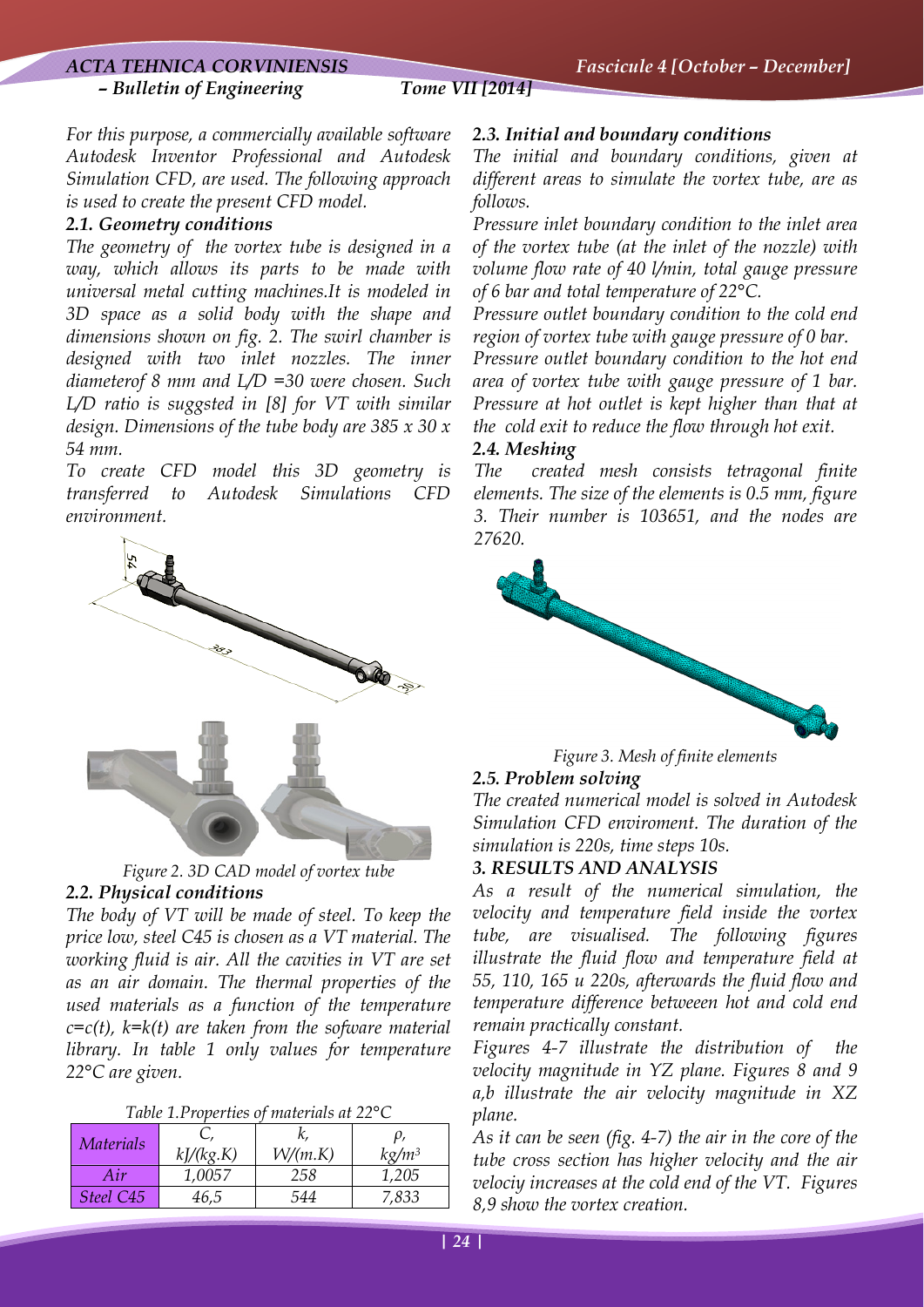For this purpose, a commercially available software Autodesk Inventor Professional and Autodesk Simulation CFD, are used. The following approach is used to create the present CFD model.

### 2.1. Geometry conditions

The geometry of the vortex tube is designed in a way, which allows its parts to be made with universal metal cutting machines.It is modeled in 3D space as a solid body with the shape and dimensions shown on fig. 2. The swirl chamber is designed with two inlet nozzles. The inner diameterof 8 mm and L/D =30 were chosen. Such L/D ratio is suggsted in [8] for VT with similar design. Dimensions of the tube body are 385 x 30 x 54 mm.

To create CFD model this 3D geometry is transferred to Autodesk Simulations CFD environment.

54

385

30

Figure 2. 3D CAD model of vortex tube

### 2.2. Physical conditions

The body of VT will be made of steel. To keep the price low, steel C45 is chosen as a VT material. The working fluid is air. All the cavities in VT are set as an air domain. The thermal properties of the used materials as a function of the temperature $c=c(t)$, $k=k(t)$ are taken from the sofware material library. In table 1 only values for temperature 22°C are given.

Table 1.Properties of materials at 22°C

| Materials | C, kJ/(kg.K) | k, W/(m.K) | ρ, kg/m³ |
| --- | --- | --- | --- |
| Air | 1,0057 | 258 | 1,205 |
| Steel C45 | 46,5 | 544 | 7,833 |

### 2.3. Initial and boundary conditions

The initial and boundary conditions, given at different areas to simulate the vortex tube, are as follows.

Pressure inlet boundary condition to the inlet area of the vortex tube (at the inlet of the nozzle) with volume flow rate of 40 l/min, total gauge pressure of 6 bar and total temperature of 22°C.

Pressure outlet boundary condition to the cold end region of vortex tube with gauge pressure of 0 bar.

Pressure outlet boundary condition to the hot end area of vortex tube with gauge pressure of 1 bar. Pressure at hot outlet is kept higher than that at the cold exit to reduce the flow through hot exit.

### 2.4. Meshing

The created mesh consists tetragonal finite elements. The size of the elements is 0.5 mm, figure 3. Their number is 103651, and the nodes are 27620.

Figure 3. Mesh of finite elements

### 2.5. Problem solving

The created numerical model is solved in Autodesk Simulation CFD enviroment. The duration of the simulation is 220s, time steps 10s.

## 3. RESULTS AND ANALYSIS

As a result of the numerical simulation, the velocity and temperature field inside the vortex tube, are visualised. The following figures illustrate the fluid flow and temperature field at 55, 110, 165 u 220s, afterwards the fluid flow and temperature difference betweeen hot and cold end remain practically constant.

Figures 4-7 illustrate the distribution of the velocity magnitude in YZ plane. Figures 8 and 9 a,b illustrate the air velocity magnitude in XZ plane.

As it can be seen (fig. 4-7) the air in the core of the tube cross section has higher velocity and the air velociy increases at the cold end of the VT. Figures 8,9 show the vortex creation.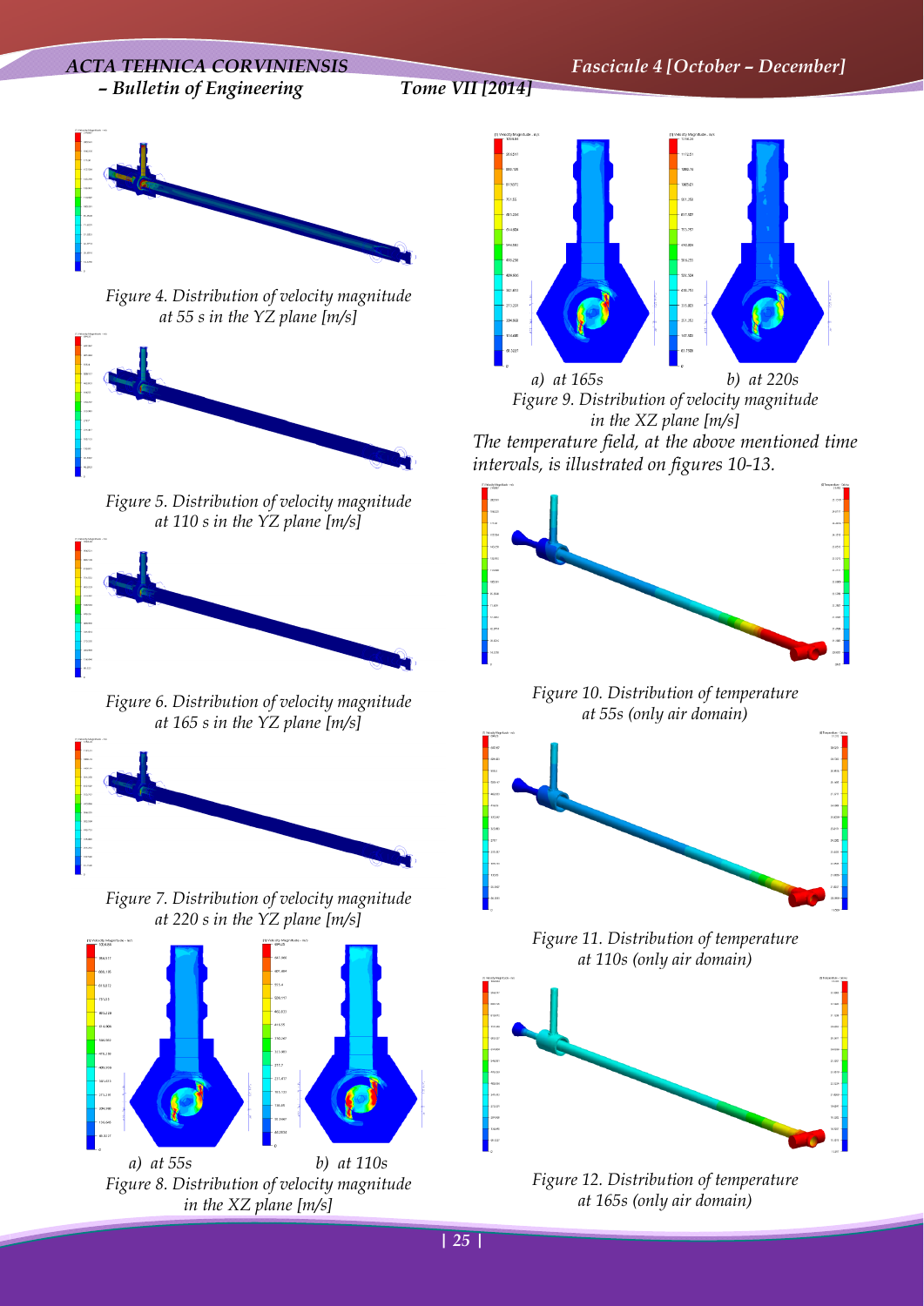Figure 4. Distribution of velocity magnitude at 55 s in the YZ plane [m/s]

Figure 5. Distribution of velocity magnitude at 110 s in the YZ plane [m/s]

Figure 6. Distribution of velocity magnitude at 165 s in the YZ plane [m/s]

Figure 7. Distribution of velocity magnitude at 220 s in the YZ plane [m/s]

a) at 55s b) at 110s

Figure 8. Distribution of velocity magnitude in the XZ plane [m/s]

a) at 165s b) at 220s

Figure 9. Distribution of velocity magnitude in the XZ plane [m/s]

*The temperature field, at the above mentioned time intervals, is illustrated on figures 10-13.*

Figure 10. Distribution of temperature at 55s (only air domain)

Figure 11. Distribution of temperature at 110s (only air domain)

Figure 12. Distribution of temperature at 165s (only air domain)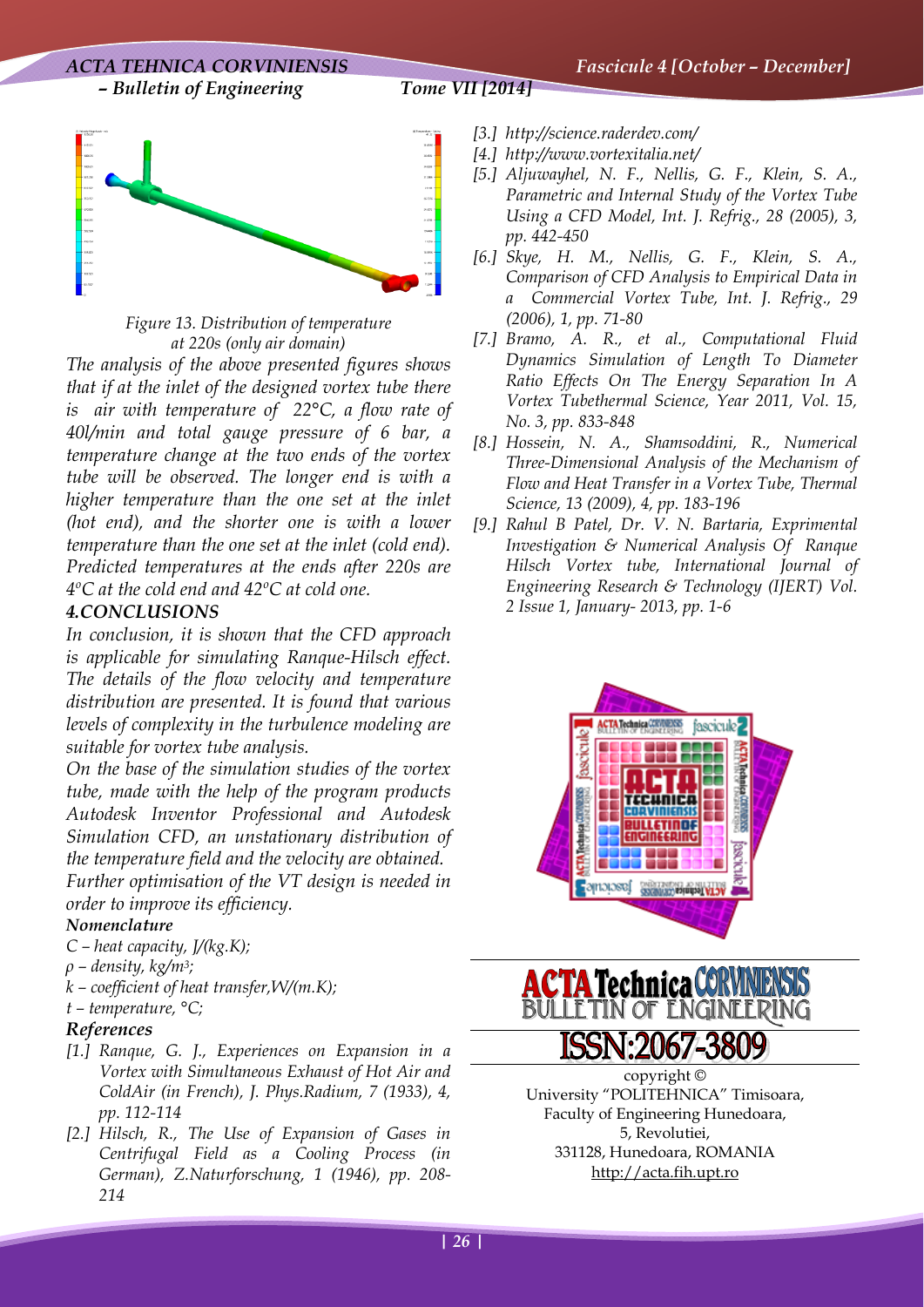Figure 13. Distribution of temperature at 220s (only air domain)

The analysis of the above presented figures shows that if at the inlet of the designed vortex tube there is air with temperature of 22°C, a flow rate of 40l/min and total gauge pressure of 6 bar, a temperature change at the two ends of the vortex tube will be observed. The longer end is with a higher temperature than the one set at the inlet (hot end), and the shorter one is with a lower temperature than the one set at the inlet (cold end). Predicted temperatures at the ends after 220s are 4ºC at the cold end and 42ºC at cold one.

## 4.CONCLUSIONS

In conclusion, it is shown that the CFD approach is applicable for simulating Ranque-Hilsch effect. The details of the flow velocity and temperature distribution are presented. It is found that various levels of complexity in the turbulence modeling are suitable for vortex tube analysis.

On the base of the simulation studies of the vortex tube, made with the help of the program products Autodesk Inventor Professional and Autodesk Simulation CFD, an unstationary distribution of the temperature field and the velocity are obtained.

Further optimisation of the VT design is needed in order to improve its efficiency.

### Nomenclature

- C – heat capacity, J/(kg.K);
- ρ – density, kg/m$^3$;
- k – coefficient of heat transfer,W/(m.K);
- t – temperature, °C;

### References

[1.] Ranque, G. J., Experiences on Expansion in a Vortex with Simultaneous Exhaust of Hot Air and ColdAir (in French), J. Phys.Radium, 7 (1933), 4, pp. 112-114

[2.] Hilsch, R., The Use of Expansion of Gases in Centrifugal Field as a Cooling Process (in German), Z.Naturforschung, 1 (1946), pp. 208-214

[3.] http://science.raderdev.com/

[4.] http://www.vortexitalia.net/

[5.] Aljuwayhel, N. F., Nellis, G. F., Klein, S. A., Parametric and Internal Study of the Vortex Tube Using a CFD Model, Int. J. Refrig., 28 (2005), 3, pp. 442-450

[6.] Skye, H. M., Nellis, G. F., Klein, S. A., Comparison of CFD Analysis to Empirical Data in a Commercial Vortex Tube, Int. J. Refrig., 29 (2006), 1, pp. 71-80

[7.] Bramo, A. R., et al., Computational Fluid Dynamics Simulation of Length To Diameter Ratio Effects On The Energy Separation In A Vortex Tubethermal Science, Year 2011, Vol. 15, No. 3, pp. 833-848

[8.] Hossein, N. A., Shamsoddini, R., Numerical Three-Dimensional Analysis of the Mechanism of Flow and Heat Transfer in a Vortex Tube, Thermal Science, 13 (2009), 4, pp. 183-196

[9.] Rahul B Patel, Dr. V. N. Bartaria, Exprimental Investigation & Numerical Analysis Of Ranque Hilsch Vortex tube, International Journal of Engineering Research & Technology (IJERT) Vol. 2 Issue 1, January- 2013, pp. 1-6

ACTA Technica CORVINIENSIS
BULLETIN OF ENGINEERING

ISSN:2067-3809

copyright ©
University "POLITEHNICA" Timisoara,
Faculty of Engineering Hunedoara,
5, Revolutiei,
331128, Hunedoara, ROMANIA
http://acta.fih.upt.ro